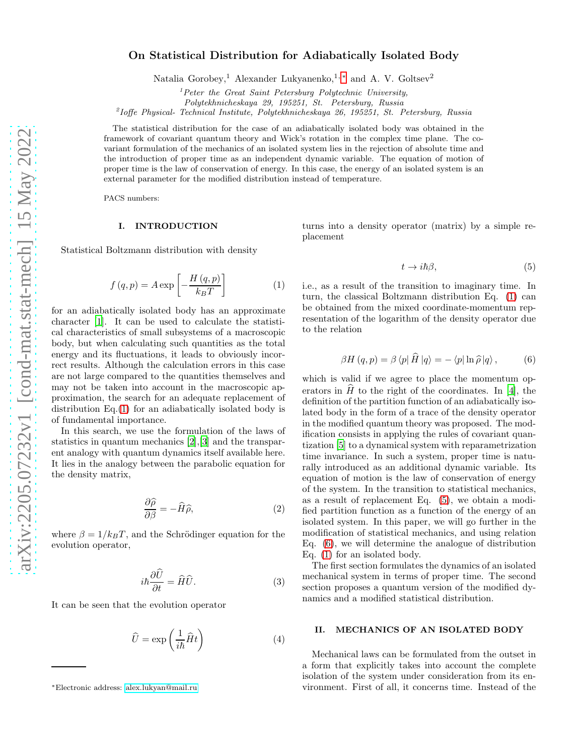# On Statistical Distribution for Adiabatically Isolated Body

Natalia Gorobey,[1] Alexander Lukyanenko,[1,*] and A. V. Goltsev[2]

[1] *Peter the Great Saint Petersburg Polytechnic University, Polytekhnicheskaya 29, 195251, St. Petersburg, Russia*

[2] *Ioffe Physical- Technical Institute, Polytekhnicheskaya 26, 195251, St. Petersburg, Russia*

The statistical distribution for the case of an adiabatically isolated body was obtained in the framework of covariant quantum theory and Wick's rotation in the complex time plane. The covariant formulation of the mechanics of an isolated system lies in the rejection of absolute time and the introduction of proper time as an independent dynamic variable. The equation of motion of proper time is the law of conservation of energy. In this case, the energy of an isolated system is an external parameter for the modified distribution instead of temperature.

PACS numbers:

## I. INTRODUCTION

Statistical Boltzmann distribution with density

$$f(q,p) = A\exp\left[-\frac{H(q,p)}{k_B T}\right] \tag{1}$$

for an adiabatically isolated body has an approximate character [1]. It can be used to calculate the statistical characteristics of small subsystems of a macroscopic body, but when calculating such quantities as the total energy and its fluctuations, it leads to obviously incorrect results. Although the calculation errors in this case are not large compared to the quantities themselves and may not be taken into account in the macroscopic approximation, the search for an adequate replacement of distribution Eq.(1) for an adiabatically isolated body is of fundamental importance.

In this search, we use the formulation of the laws of statistics in quantum mechanics [2],[3] and the transparent analogy with quantum dynamics itself available here. It lies in the analogy between the parabolic equation for the density matrix,

$$\frac{\partial \widehat{\rho}}{\partial \beta} = -\widehat{H}\widehat{\rho}, \tag{2}$$

where $\beta = 1/k_B T$, and the Schrödinger equation for the evolution operator,

$$i\hbar\frac{\partial \widehat{U}}{\partial t} = \widehat{H}\widehat{U}. \tag{3}$$

It can be seen that the evolution operator

$$\widehat{U} = \exp\left(\frac{1}{i\hbar}\widehat{H}t\right) \tag{4}$$

turns into a density operator (matrix) by a simple replacement

$$t \to i\hbar\beta, \tag{5}$$

i.e., as a result of the transition to imaginary time. In turn, the classical Boltzmann distribution Eq. (1) can be obtained from the mixed coordinate-momentum representation of the logarithm of the density operator due to the relation

$$\beta H(q,p) = \beta \langle p|\,\widehat{H}\,|q\rangle = -\langle p|\ln\widehat{\rho}\,|q\rangle\,, \tag{6}$$

which is valid if we agree to place the momentum operators in $\widehat{H}$ to the right of the coordinates. In [4], the definition of the partition function of an adiabatically isolated body in the form of a trace of the density operator in the modified quantum theory was proposed. The modification consists in applying the rules of covariant quantization [5] to a dynamical system with reparametrization time invariance. In such a system, proper time is naturally introduced as an additional dynamic variable. Its equation of motion is the law of conservation of energy of the system. In the transition to statistical mechanics, as a result of replacement Eq. (5), we obtain a modified partition function as a function of the energy of an isolated system. In this paper, we will go further in the modification of statistical mechanics, and using relation Eq. (6), we will determine the analogue of distribution Eq. (1) for an isolated body.

The first section formulates the dynamics of an isolated mechanical system in terms of proper time. The second section proposes a quantum version of the modified dynamics and a modified statistical distribution.

## II. MECHANICS OF AN ISOLATED BODY

Mechanical laws can be formulated from the outset in a form that explicitly takes into account the complete isolation of the system under consideration from its environment. First of all, it concerns time. Instead of the

*Electronic address: alex.lukyan@mail.ru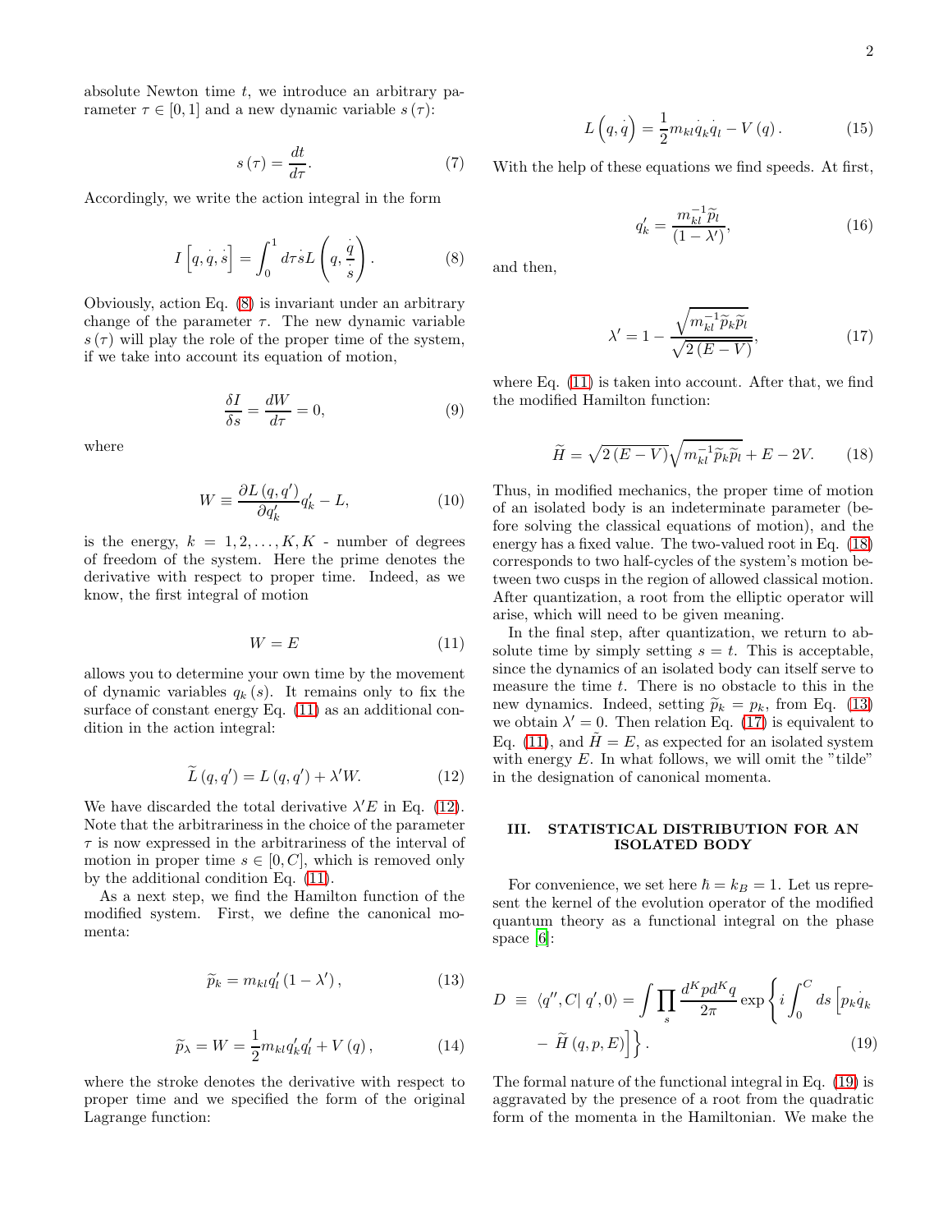absolute Newton time $t$, we introduce an arbitrary parameter $\tau \in [0,1]$ and a new dynamic variable $s(\tau)$:

$$s(\tau) = \frac{dt}{d\tau}. \tag{7}$$

Accordingly, we write the action integral in the form

$$I\left[q, \dot{q}, \dot{s}\right] = \int_0^1 d\tau \dot{s} L\left(q, \frac{\dot{q}}{\dot{s}}\right). \tag{8}$$

Obviously, action Eq. (8) is invariant under an arbitrary change of the parameter $\tau$. The new dynamic variable $s(\tau)$ will play the role of the proper time of the system, if we take into account its equation of motion,

$$\frac{\delta I}{\delta s} = \frac{dW}{d\tau} = 0, \tag{9}$$

where

$$W \equiv \frac{\partial L(q, q')}{\partial q'_k} q'_k - L, \tag{10}$$

is the energy, $k = 1, 2, \ldots, K, K$ - number of degrees of freedom of the system. Here the prime denotes the derivative with respect to proper time. Indeed, as we know, the first integral of motion

$$W = E \tag{11}$$

allows you to determine your own time by the movement of dynamic variables $q_k(s)$. It remains only to fix the surface of constant energy Eq. (11) as an additional condition in the action integral:

$$\widetilde{L}(q, q') = L(q, q') + \lambda' W. \tag{12}$$

We have discarded the total derivative $\lambda' E$ in Eq. (12). Note that the arbitrariness in the choice of the parameter $\tau$ is now expressed in the arbitrariness of the interval of motion in proper time $s \in [0, C]$, which is removed only by the additional condition Eq. (11).

As a next step, we find the Hamilton function of the modified system. First, we define the canonical momenta:

$$\widetilde{p}_k = m_{kl} q'_l (1 - \lambda'), \tag{13}$$

$$\widetilde{p}_\lambda = W = \frac{1}{2} m_{kl} q'_k q'_l + V(q), \tag{14}$$

where the stroke denotes the derivative with respect to proper time and we specified the form of the original Lagrange function:

$$L\left(q, \dot{q}\right) = \frac{1}{2} m_{kl} \dot{q}_k \dot{q}_l - V(q). \tag{15}$$

With the help of these equations we find speeds. At first,

$$q'_k = \frac{m^{-1}_{kl} \widetilde{p}_l}{(1 - \lambda')}, \tag{16}$$

and then,

$$\lambda' = 1 - \frac{\sqrt{m^{-1}_{kl} \widetilde{p}_k \widetilde{p}_l}}{\sqrt{2(E - V)}}, \tag{17}$$

where Eq. (11) is taken into account. After that, we find the modified Hamilton function:

$$\widetilde{H} = \sqrt{2(E - V)} \sqrt{m^{-1}_{kl} \widetilde{p}_k \widetilde{p}_l} + E - 2V. \tag{18}$$

Thus, in modified mechanics, the proper time of motion of an isolated body is an indeterminate parameter (before solving the classical equations of motion), and the energy has a fixed value. The two-valued root in Eq. (18) corresponds to two half-cycles of the system's motion between two cusps in the region of allowed classical motion. After quantization, a root from the elliptic operator will arise, which will need to be given meaning.

In the final step, after quantization, we return to absolute time by simply setting $s = t$. This is acceptable, since the dynamics of an isolated body can itself serve to measure the time $t$. There is no obstacle to this in the new dynamics. Indeed, setting $\widetilde{p}_k = p_k$, from Eq. (13) we obtain $\lambda' = 0$. Then relation Eq. (17) is equivalent to Eq. (11), and $\widetilde{H} = E$, as expected for an isolated system with energy $E$. In what follows, we will omit the "tilde" in the designation of canonical momenta.

## III. STATISTICAL DISTRIBUTION FOR AN ISOLATED BODY

For convenience, we set here $\hbar = k_B = 1$. Let us represent the kernel of the evolution operator of the modified quantum theory as a functional integral on the phase space [6]:

$$D \equiv \langle q'', C | \, q', 0\rangle = \int \prod_s \frac{d^K p d^K q}{2\pi} \exp\left\{ i \int_0^C ds \left[ p_k \dot{q}_k - \widetilde{H}(q, p, E) \right] \right\}. \tag{19}$$

The formal nature of the functional integral in Eq. (19) is aggravated by the presence of a root from the quadratic form of the momenta in the Hamiltonian. We make the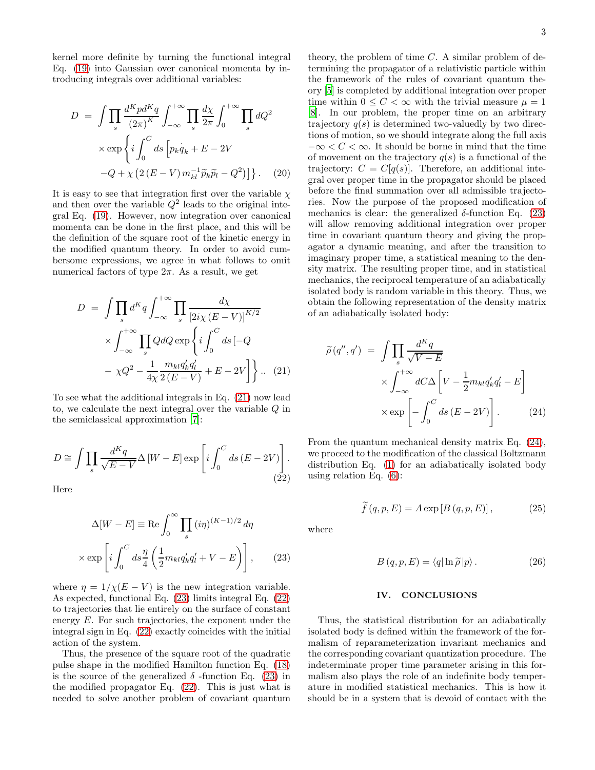kernel more definite by turning the functional integral Eq. (19) into Gaussian over canonical momenta by introducing integrals over additional variables:

$$
\begin{aligned}
D \;=\; & \int \prod_s \frac{d^K p d^K q}{(2\pi)^K} \int_{-\infty}^{+\infty} \prod_s \frac{d\chi}{2\pi} \int_0^{+\infty} \prod_s dQ^2 \\
& \times \exp\left\{ i \int_0^C ds \left[ p_k \dot{q}_k + E - 2V \right.\right. \\
& \left.\left. - Q + \chi \left( 2\left(E - V\right) m_{kl}^{-1} \widetilde{p}_k \widetilde{p}_l - Q^2 \right) \right] \right\}. \quad (20)
\end{aligned}
$$

It is easy to see that integration first over the variable $\chi$ and then over the variable $Q^2$ leads to the original integral Eq. (19). However, now integration over canonical momenta can be done in the first place, and this will be the definition of the square root of the kinetic energy in the modified quantum theory. In order to avoid cumbersome expressions, we agree in what follows to omit numerical factors of type $2\pi$. As a result, we get

$$
\begin{aligned}
D \;=\; & \int \prod_s d^K q \int_{-\infty}^{+\infty} \prod_s \frac{d\chi}{\left[2i\chi\left(E - V\right)\right]^{K/2}} \\
& \times \int_{-\infty}^{+\infty} \prod_s Q dQ \exp\left\{ i \int_0^C ds \left[ -Q \right.\right. \\
& \left.\left. - \chi Q^2 - \frac{1}{4\chi} \frac{m_{kl} q_k' q_l'}{2\left(E - V\right)} + E - 2V \right] \right\}.. \quad (21)
\end{aligned}
$$

To see what the additional integrals in Eq. (21) now lead to, we calculate the next integral over the variable $Q$ in the semiclassical approximation [7]:

$$
D \cong \int \prod_s \frac{d^K q}{\sqrt{E - V}} \Delta\left[W - E\right] \exp\left[ i \int_0^C ds \left(E - 2V\right) \right]. \quad (22)
$$

Here

$$
\begin{aligned}
\Delta[W - E] \equiv & \, \mathrm{Re} \int_0^\infty \prod_s \left(i\eta\right)^{(K-1)/2} d\eta \\
& \times \exp\left[ i \int_0^C ds \frac{\eta}{4} \left( \frac{1}{2} m_{kl} q_k' q_l' + V - E \right) \right], \quad (23)
\end{aligned}
$$

where $\eta = 1/\chi(E - V)$ is the new integration variable. As expected, functional Eq. (23) limits integral Eq. (22) to trajectories that lie entirely on the surface of constant energy $E$. For such trajectories, the exponent under the integral sign in Eq. (22) exactly coincides with the initial action of the system.

Thus, the presence of the square root of the quadratic pulse shape in the modified Hamilton function Eq. (18) is the source of the generalized $\delta$-function Eq. (23) in the modified propagator Eq. (22). This is just what is needed to solve another problem of covariant quantum theory, the problem of time $C$. A similar problem of determining the propagator of a relativistic particle within the framework of the rules of covariant quantum theory [5] is completed by additional integration over proper time within $0 \le C < \infty$ with the trivial measure $\mu = 1$ [8]. In our problem, the proper time on an arbitrary trajectory $q(s)$ is determined two-valuedly by two directions of motion, so we should integrate along the full axis $-\infty < C < \infty$. It should be borne in mind that the time of movement on the trajectory $q(s)$ is a functional of the trajectory: $C = C[q(s)]$. Therefore, an additional integral over proper time in the propagator should be placed before the final summation over all admissible trajectories. Now the purpose of the proposed modification of mechanics is clear: the generalized $\delta$-function Eq. (23) will allow removing additional integration over proper time in covariant quantum theory and giving the propagator a dynamic meaning, and after the transition to imaginary proper time, a statistical meaning to the density matrix. The resulting proper time, and in statistical mechanics, the reciprocal temperature of an adiabatically isolated body is random variable in this theory. Thus, we obtain the following representation of the density matrix of an adiabatically isolated body:

$$
\begin{aligned}
\widetilde{\rho}\left(q'', q'\right) \;=\; & \int \prod_s \frac{d^K q}{\sqrt{V - E}} \\
& \times \int_{-\infty}^{+\infty} dC \Delta\left[ V - \frac{1}{2} m_{kl} q_k' q_l' - E \right] \\
& \times \exp\left[ - \int_0^C ds \left(E - 2V\right) \right]. \quad (24)
\end{aligned}
$$

From the quantum mechanical density matrix Eq. (24), we proceed to the modification of the classical Boltzmann distribution Eq. (1) for an adiabatically isolated body using relation Eq. (6):

$$
\widetilde{f}\left(q, p, E\right) = A \exp\left[ B\left(q, p, E\right) \right], \quad (25)
$$

where

$$
B\left(q, p, E\right) = \langle q | \ln \widetilde{\rho} \, | p \rangle. \quad (26)
$$

## IV. CONCLUSIONS

Thus, the statistical distribution for an adiabatically isolated body is defined within the framework of the formalism of reparameterization invariant mechanics and the corresponding covariant quantization procedure. The indeterminate proper time parameter arising in this formalism also plays the role of an indefinite body temperature in modified statistical mechanics. This is how it should be in a system that is devoid of contact with the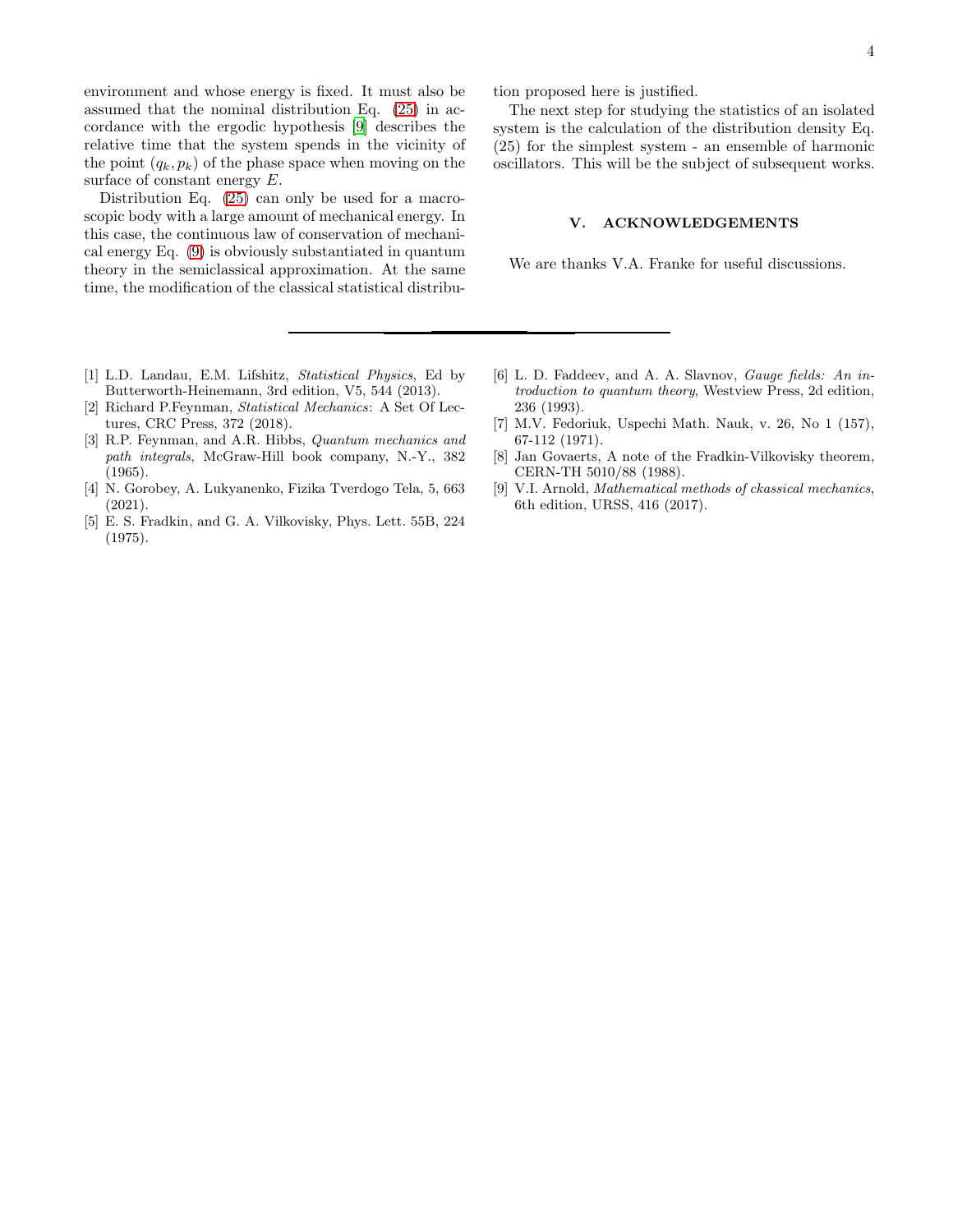environment and whose energy is fixed. It must also be assumed that the nominal distribution Eq. (25) in accordance with the ergodic hypothesis [9] describes the relative time that the system spends in the vicinity of the point $(q_k, p_k)$ of the phase space when moving on the surface of constant energy $E$.

Distribution Eq. (25) can only be used for a macroscopic body with a large amount of mechanical energy. In this case, the continuous law of conservation of mechanical energy Eq. (9) is obviously substantiated in quantum theory in the semiclassical approximation. At the same time, the modification of the classical statistical distribution proposed here is justified.

The next step for studying the statistics of an isolated system is the calculation of the distribution density Eq. (25) for the simplest system - an ensemble of harmonic oscillators. This will be the subject of subsequent works.

## V. ACKNOWLEDGEMENTS

We are thanks V.A. Franke for useful discussions.

---

[1] L.D. Landau, E.M. Lifshitz, *Statistical Physics*, Ed by Butterworth-Heinemann, 3rd edition, V5, 544 (2013).

[2] Richard P.Feynman, *Statistical Mechanics*: A Set Of Lectures, CRC Press, 372 (2018).

[3] R.P. Feynman, and A.R. Hibbs, *Quantum mechanics and path integrals*, McGraw-Hill book company, N.-Y., 382 (1965).

[4] N. Gorobey, A. Lukyanenko, Fizika Tverdogo Tela, 5, 663 (2021).

[5] E. S. Fradkin, and G. A. Vilkovisky, Phys. Lett. 55B, 224 (1975).

[6] L. D. Faddeev, and A. A. Slavnov, *Gauge fields: An introduction to quantum theory*, Westview Press, 2d edition, 236 (1993).

[7] M.V. Fedoriuk, Uspechi Math. Nauk, v. 26, No 1 (157), 67-112 (1971).

[8] Jan Govaerts, A note of the Fradkin-Vilkovisky theorem, CERN-TH 5010/88 (1988).

[9] V.I. Arnold, *Mathematical methods of ckassical mechanics*, 6th edition, URSS, 416 (2017).